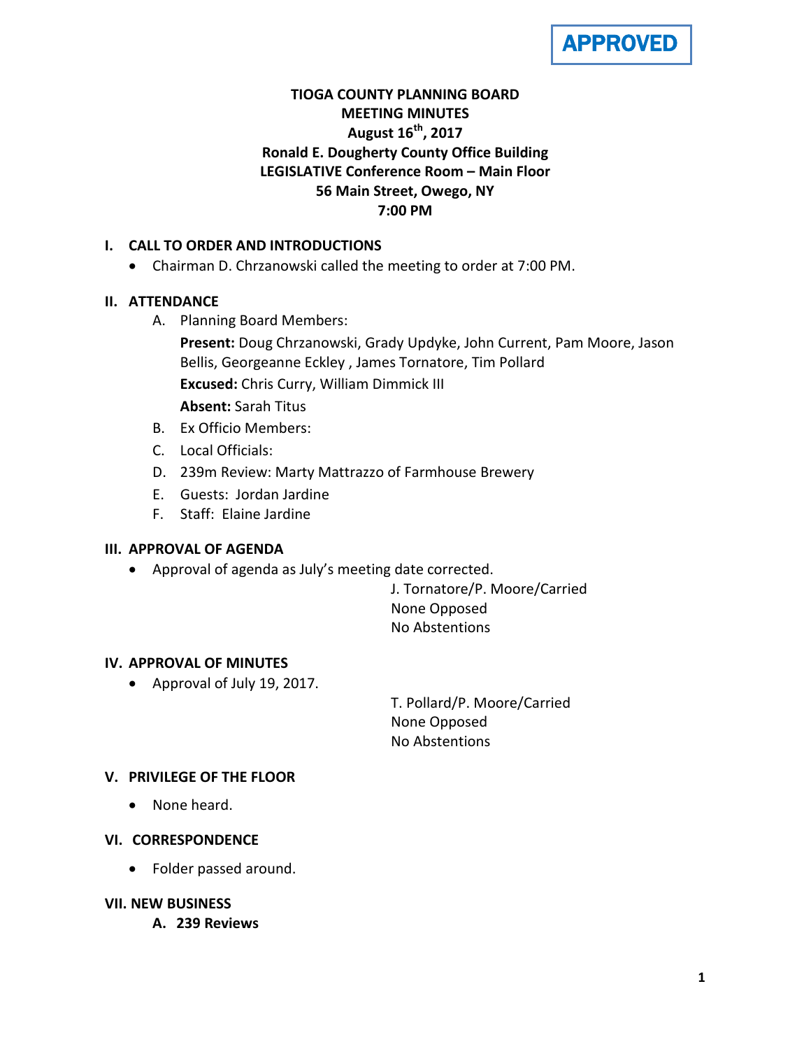**APPROVED**

# TIOGA COUNTY PLANNING BOARD
## MEETING MINUTES
**August 16th, 2017**
**Ronald E. Dougherty County Office Building**
**LEGISLATIVE Conference Room – Main Floor**
**56 Main Street, Owego, NY**
**7:00 PM**

## I. CALL TO ORDER AND INTRODUCTIONS

- Chairman D. Chrzanowski called the meeting to order at 7:00 PM.

## II. ATTENDANCE

A. Planning Board Members:

**Present:** Doug Chrzanowski, Grady Updyke, John Current, Pam Moore, Jason Bellis, Georgeanne Eckley , James Tornatore, Tim Pollard

**Excused:** Chris Curry, William Dimmick III

**Absent:** Sarah Titus

B. Ex Officio Members:

C. Local Officials:

D. 239m Review: Marty Mattrazzo of Farmhouse Brewery

E. Guests: Jordan Jardine

F. Staff: Elaine Jardine

## III. APPROVAL OF AGENDA

- Approval of agenda as July's meeting date corrected.

J. Tornatore/P. Moore/Carried
None Opposed
No Abstentions

## IV. APPROVAL OF MINUTES

- Approval of July 19, 2017.

T. Pollard/P. Moore/Carried
None Opposed
No Abstentions

## V. PRIVILEGE OF THE FLOOR

- None heard.

## VI. CORRESPONDENCE

- Folder passed around.

## VII. NEW BUSINESS

### A. 239 Reviews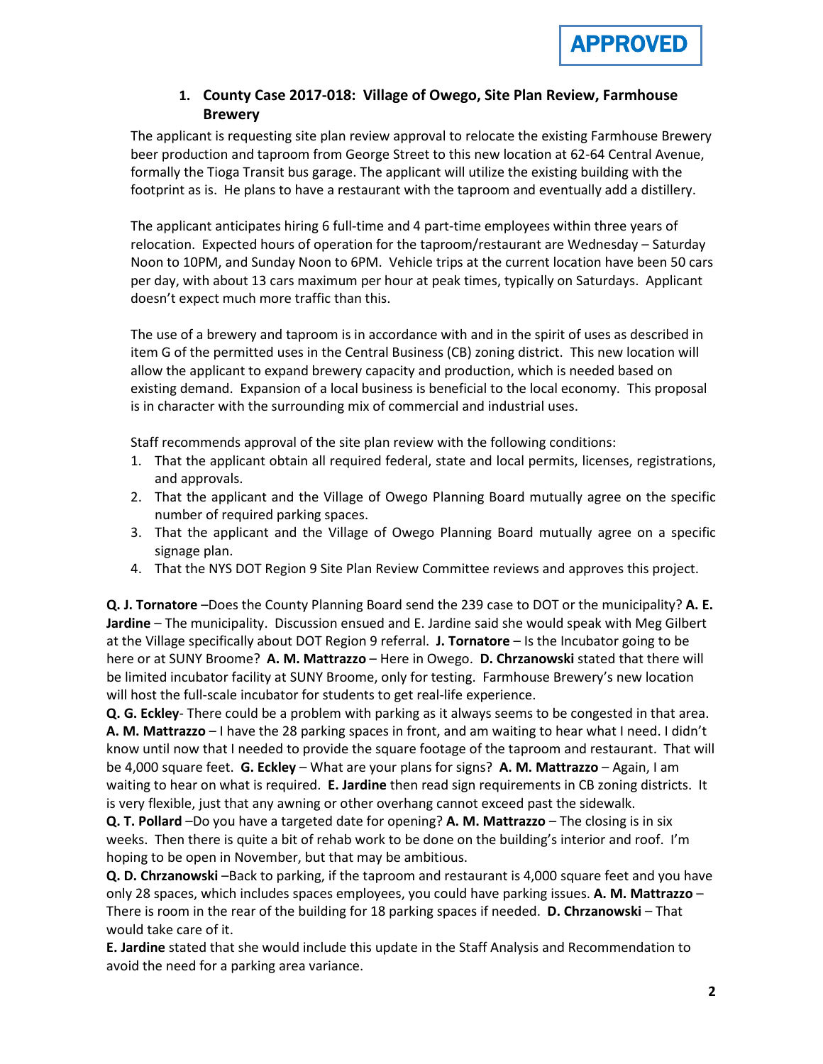**APPROVED**

### 1. County Case 2017-018: Village of Owego, Site Plan Review, Farmhouse Brewery

The applicant is requesting site plan review approval to relocate the existing Farmhouse Brewery beer production and taproom from George Street to this new location at 62-64 Central Avenue, formally the Tioga Transit bus garage. The applicant will utilize the existing building with the footprint as is. He plans to have a restaurant with the taproom and eventually add a distillery.

The applicant anticipates hiring 6 full-time and 4 part-time employees within three years of relocation. Expected hours of operation for the taproom/restaurant are Wednesday – Saturday Noon to 10PM, and Sunday Noon to 6PM. Vehicle trips at the current location have been 50 cars per day, with about 13 cars maximum per hour at peak times, typically on Saturdays. Applicant doesn't expect much more traffic than this.

The use of a brewery and taproom is in accordance with and in the spirit of uses as described in item G of the permitted uses in the Central Business (CB) zoning district. This new location will allow the applicant to expand brewery capacity and production, which is needed based on existing demand. Expansion of a local business is beneficial to the local economy. This proposal is in character with the surrounding mix of commercial and industrial uses.

Staff recommends approval of the site plan review with the following conditions:

1. That the applicant obtain all required federal, state and local permits, licenses, registrations, and approvals.
2. That the applicant and the Village of Owego Planning Board mutually agree on the specific number of required parking spaces.
3. That the applicant and the Village of Owego Planning Board mutually agree on a specific signage plan.
4. That the NYS DOT Region 9 Site Plan Review Committee reviews and approves this project.

**Q. J. Tornatore** –Does the County Planning Board send the 239 case to DOT or the municipality? **A. E. Jardine** – The municipality. Discussion ensued and E. Jardine said she would speak with Meg Gilbert at the Village specifically about DOT Region 9 referral. **J. Tornatore** – Is the Incubator going to be here or at SUNY Broome? **A. M. Mattrazzo** – Here in Owego. **D. Chrzanowski** stated that there will be limited incubator facility at SUNY Broome, only for testing. Farmhouse Brewery's new location will host the full-scale incubator for students to get real-life experience.

**Q. G. Eckley**- There could be a problem with parking as it always seems to be congested in that area. **A. M. Mattrazzo** – I have the 28 parking spaces in front, and am waiting to hear what I need. I didn't know until now that I needed to provide the square footage of the taproom and restaurant. That will be 4,000 square feet. **G. Eckley** – What are your plans for signs? **A. M. Mattrazzo** – Again, I am waiting to hear on what is required. **E. Jardine** then read sign requirements in CB zoning districts. It is very flexible, just that any awning or other overhang cannot exceed past the sidewalk.

**Q. T. Pollard** –Do you have a targeted date for opening? **A. M. Mattrazzo** – The closing is in six weeks. Then there is quite a bit of rehab work to be done on the building's interior and roof. I'm hoping to be open in November, but that may be ambitious.

**Q. D. Chrzanowski** –Back to parking, if the taproom and restaurant is 4,000 square feet and you have only 28 spaces, which includes spaces employees, you could have parking issues. **A. M. Mattrazzo** – There is room in the rear of the building for 18 parking spaces if needed. **D. Chrzanowski** – That would take care of it.

**E. Jardine** stated that she would include this update in the Staff Analysis and Recommendation to avoid the need for a parking area variance.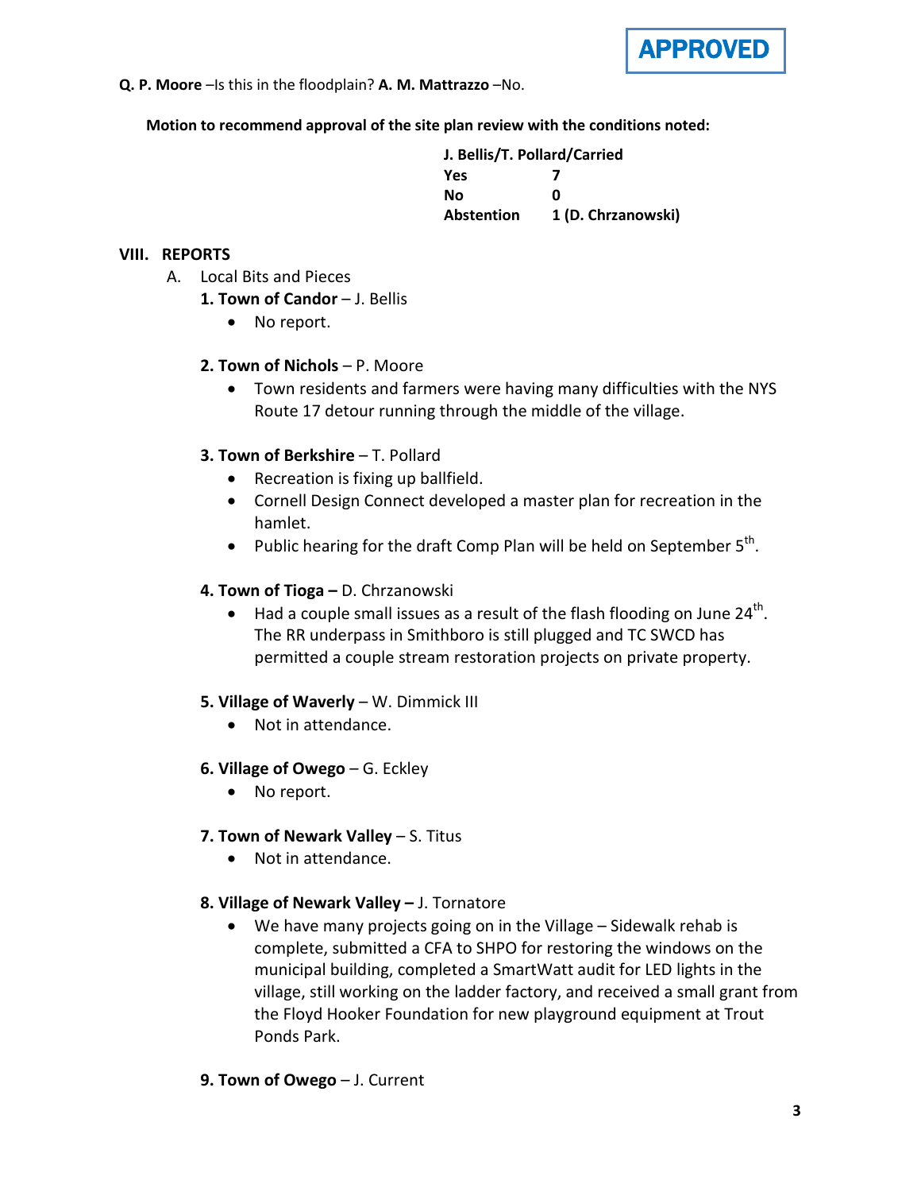APPROVED

**Q. P. Moore** –Is this in the floodplain? **A. M. Mattrazzo** –No.

**Motion to recommend approval of the site plan review with the conditions noted:**

| **J. Bellis/T. Pollard/Carried** | |
|---|---|
| **Yes** | **7** |
| **No** | **0** |
| **Abstention** | **1 (D. Chrzanowski)** |

## VIII. REPORTS

A. Local Bits and Pieces

**1. Town of Candor** – J. Bellis

- No report.

**2. Town of Nichols** – P. Moore

- Town residents and farmers were having many difficulties with the NYS Route 17 detour running through the middle of the village.

**3. Town of Berkshire** – T. Pollard

- Recreation is fixing up ballfield.
- Cornell Design Connect developed a master plan for recreation in the hamlet.
- Public hearing for the draft Comp Plan will be held on September 5th.

**4. Town of Tioga –** D. Chrzanowski

- Had a couple small issues as a result of the flash flooding on June 24th. The RR underpass in Smithboro is still plugged and TC SWCD has permitted a couple stream restoration projects on private property.

**5. Village of Waverly** – W. Dimmick III

- Not in attendance.

**6. Village of Owego** – G. Eckley

- No report.

**7. Town of Newark Valley** – S. Titus

- Not in attendance.

**8. Village of Newark Valley –** J. Tornatore

- We have many projects going on in the Village – Sidewalk rehab is complete, submitted a CFA to SHPO for restoring the windows on the municipal building, completed a SmartWatt audit for LED lights in the village, still working on the ladder factory, and received a small grant from the Floyd Hooker Foundation for new playground equipment at Trout Ponds Park.

**9. Town of Owego** – J. Current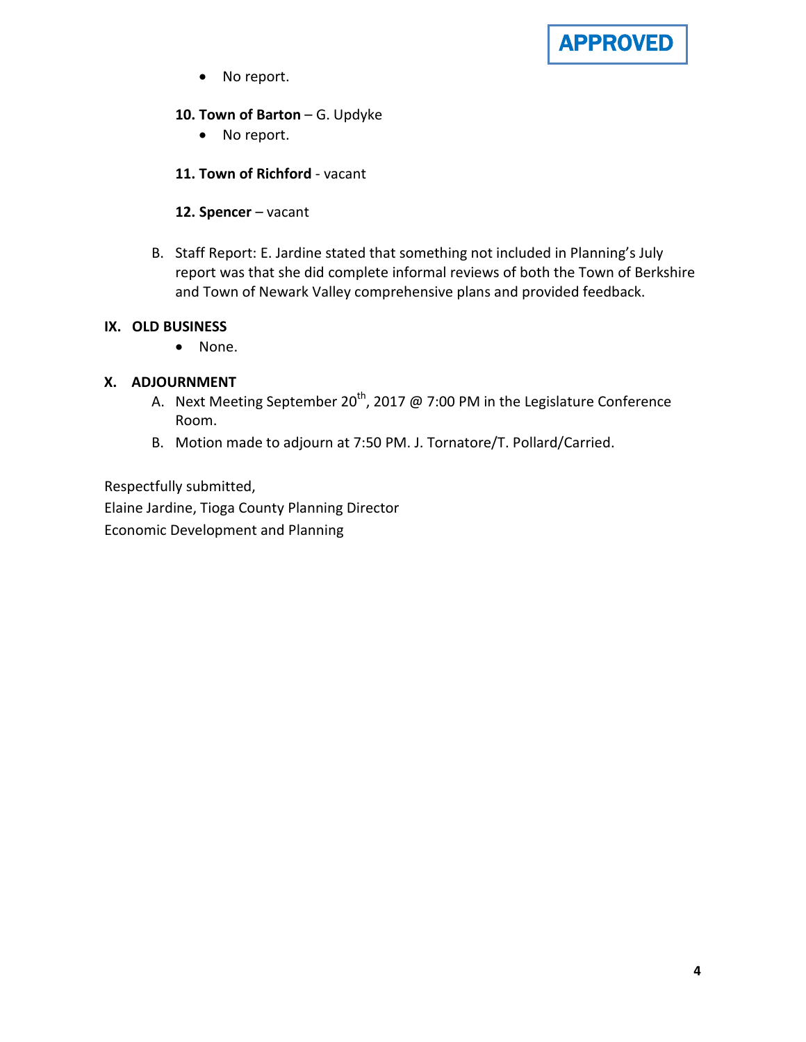**APPROVED**

- No report.

**10. Town of Barton** – G. Updyke

- No report.

**11. Town of Richford** - vacant

**12. Spencer** – vacant

B. Staff Report: E. Jardine stated that something not included in Planning's July report was that she did complete informal reviews of both the Town of Berkshire and Town of Newark Valley comprehensive plans and provided feedback.

## IX. OLD BUSINESS

- None.

## X. ADJOURNMENT

A. Next Meeting September 20th, 2017 @ 7:00 PM in the Legislature Conference Room.

B. Motion made to adjourn at 7:50 PM. J. Tornatore/T. Pollard/Carried.

Respectfully submitted,
Elaine Jardine, Tioga County Planning Director
Economic Development and Planning